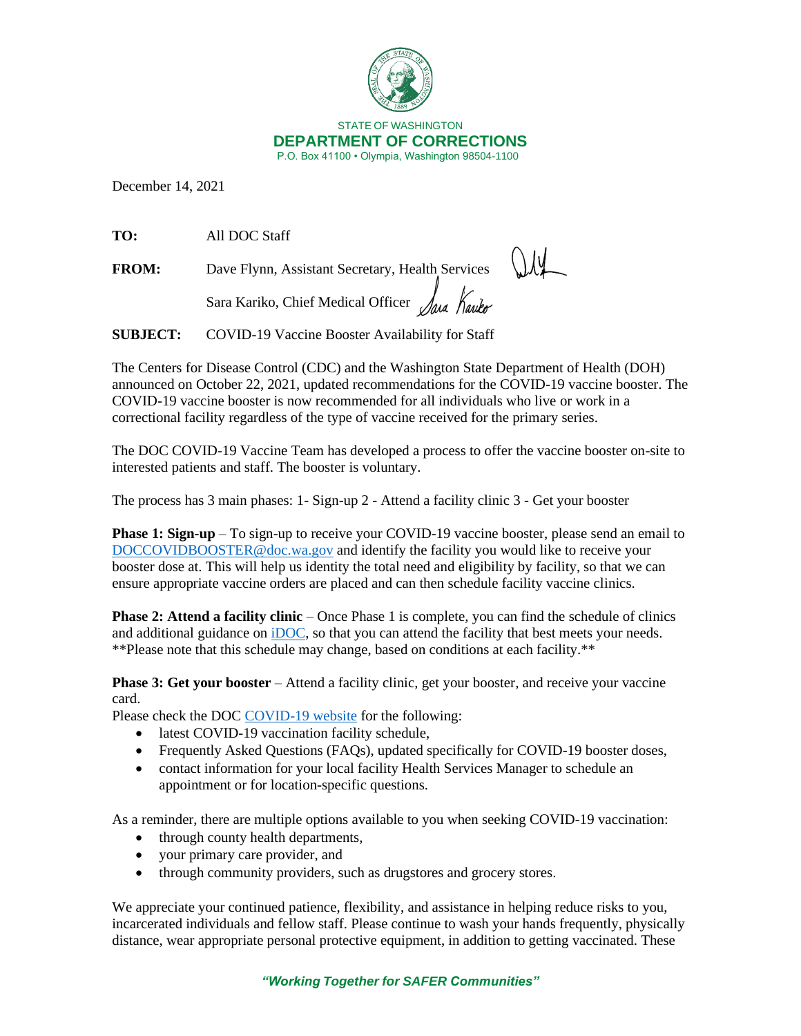STATE OF WASHINGTON

**DEPARTMENT OF CORRECTIONS**

P.O. Box 41100 • Olympia, Washington 98504-1100

December 14, 2021

**TO:** All DOC Staff

**FROM:** Dave Flynn, Assistant Secretary, Health Services

Sara Kariko, Chief Medical Officer

**SUBJECT:** COVID-19 Vaccine Booster Availability for Staff

The Centers for Disease Control (CDC) and the Washington State Department of Health (DOH) announced on October 22, 2021, updated recommendations for the COVID-19 vaccine booster. The COVID-19 vaccine booster is now recommended for all individuals who live or work in a correctional facility regardless of the type of vaccine received for the primary series.

The DOC COVID-19 Vaccine Team has developed a process to offer the vaccine booster on-site to interested patients and staff. The booster is voluntary.

The process has 3 main phases: 1- Sign-up 2 - Attend a facility clinic 3 - Get your booster

**Phase 1: Sign-up** – To sign-up to receive your COVID-19 vaccine booster, please send an email to DOCCOVIDBOOSTER@doc.wa.gov and identify the facility you would like to receive your booster dose at. This will help us identity the total need and eligibility by facility, so that we can ensure appropriate vaccine orders are placed and can then schedule facility vaccine clinics.

**Phase 2: Attend a facility clinic** – Once Phase 1 is complete, you can find the schedule of clinics and additional guidance on iDOC, so that you can attend the facility that best meets your needs. **Please note that this schedule may change, based on conditions at each facility.**

**Phase 3: Get your booster** – Attend a facility clinic, get your booster, and receive your vaccine card.

Please check the DOC COVID-19 website for the following:

- latest COVID-19 vaccination facility schedule,
- Frequently Asked Questions (FAQs), updated specifically for COVID-19 booster doses,
- contact information for your local facility Health Services Manager to schedule an appointment or for location-specific questions.

As a reminder, there are multiple options available to you when seeking COVID-19 vaccination:

- through county health departments,
- your primary care provider, and
- through community providers, such as drugstores and grocery stores.

We appreciate your continued patience, flexibility, and assistance in helping reduce risks to you, incarcerated individuals and fellow staff. Please continue to wash your hands frequently, physically distance, wear appropriate personal protective equipment, in addition to getting vaccinated. These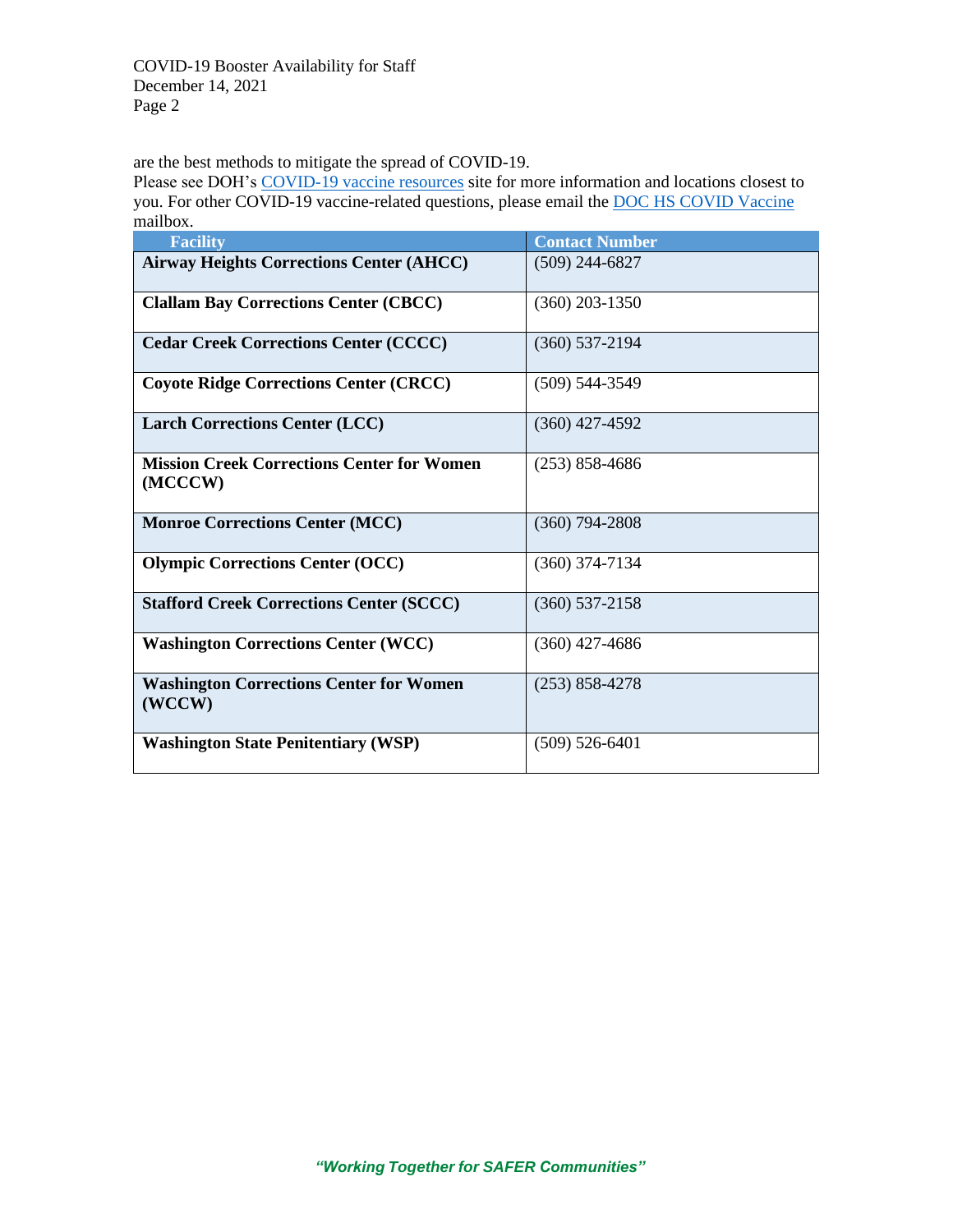are the best methods to mitigate the spread of COVID-19.
Please see DOH's COVID-19 vaccine resources site for more information and locations closest to you. For other COVID-19 vaccine-related questions, please email the DOC HS COVID Vaccine mailbox.

| Facility | Contact Number |
|---|---|
| **Airway Heights Corrections Center (AHCC)** | (509) 244-6827 |
| **Clallam Bay Corrections Center (CBCC)** | (360) 203-1350 |
| **Cedar Creek Corrections Center (CCCC)** | (360) 537-2194 |
| **Coyote Ridge Corrections Center (CRCC)** | (509) 544-3549 |
| **Larch Corrections Center (LCC)** | (360) 427-4592 |
| **Mission Creek Corrections Center for Women (MCCCW)** | (253) 858-4686 |
| **Monroe Corrections Center (MCC)** | (360) 794-2808 |
| **Olympic Corrections Center (OCC)** | (360) 374-7134 |
| **Stafford Creek Corrections Center (SCCC)** | (360) 537-2158 |
| **Washington Corrections Center (WCC)** | (360) 427-4686 |
| **Washington Corrections Center for Women (WCCW)** | (253) 858-4278 |
| **Washington State Penitentiary (WSP)** | (509) 526-6401 |